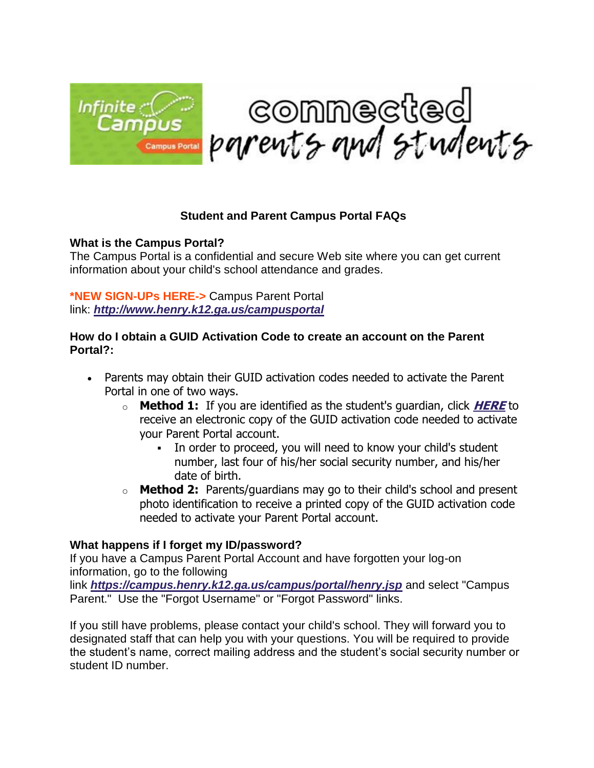Infinite Campus

Campus Portal

connected parents and students

## Student and Parent Campus Portal FAQs

**What is the Campus Portal?**
The Campus Portal is a confidential and secure Web site where you can get current information about your child's school attendance and grades.

**\*NEW SIGN-UPs HERE->** Campus Parent Portal link: [***http://www.henry.k12.ga.us/campusportal***](http://www.henry.k12.ga.us/campusportal)

**How do I obtain a GUID Activation Code to create an account on the Parent Portal?:**

- Parents may obtain their GUID activation codes needed to activate the Parent Portal in one of two ways.
  - **Method 1:** If you are identified as the student's guardian, click ***HERE*** to receive an electronic copy of the GUID activation code needed to activate your Parent Portal account.
    - In order to proceed, you will need to know your child's student number, last four of his/her social security number, and his/her date of birth.
  - **Method 2:** Parents/guardians may go to their child's school and present photo identification to receive a printed copy of the GUID activation code needed to activate your Parent Portal account.

**What happens if I forget my ID/password?**
If you have a Campus Parent Portal Account and have forgotten your log-on information, go to the following link [***https://campus.henry.k12.ga.us/campus/portal/henry.jsp***](https://campus.henry.k12.ga.us/campus/portal/henry.jsp) and select "Campus Parent." Use the "Forgot Username" or "Forgot Password" links.

If you still have problems, please contact your child's school. They will forward you to designated staff that can help you with your questions. You will be required to provide the student's name, correct mailing address and the student's social security number or student ID number.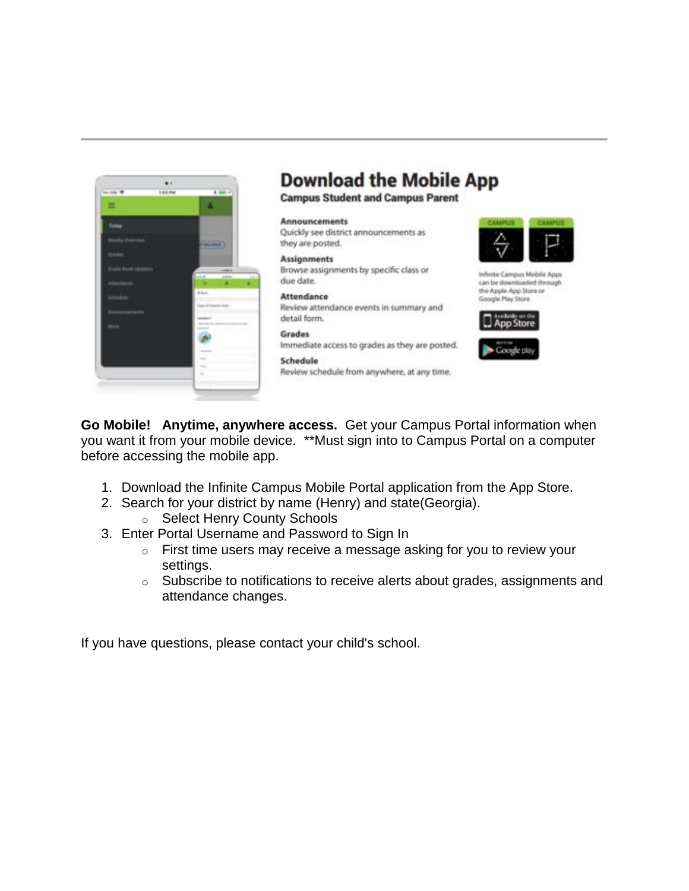## Download the Mobile App

### Campus Student and Campus Parent

**Announcements**
Quickly see district announcements as they are posted.

**Assignments**
Browse assignments by specific class or due date.

**Attendance**
Review attendance events in summary and detail form.

**Grades**
Immediate access to grades as they are posted.

**Schedule**
Review schedule from anywhere, at any time.

Infinite Campus Mobile Apps can be downloaded through the Apple App Store or Google Play Store

**Go Mobile! Anytime, anywhere access.** Get your Campus Portal information when you want it from your mobile device. **Must sign into to Campus Portal on a computer before accessing the mobile app.

1. Download the Infinite Campus Mobile Portal application from the App Store.
2. Search for your district by name (Henry) and state(Georgia).
   - Select Henry County Schools
3. Enter Portal Username and Password to Sign In
   - First time users may receive a message asking for you to review your settings.
   - Subscribe to notifications to receive alerts about grades, assignments and attendance changes.

If you have questions, please contact your child's school.